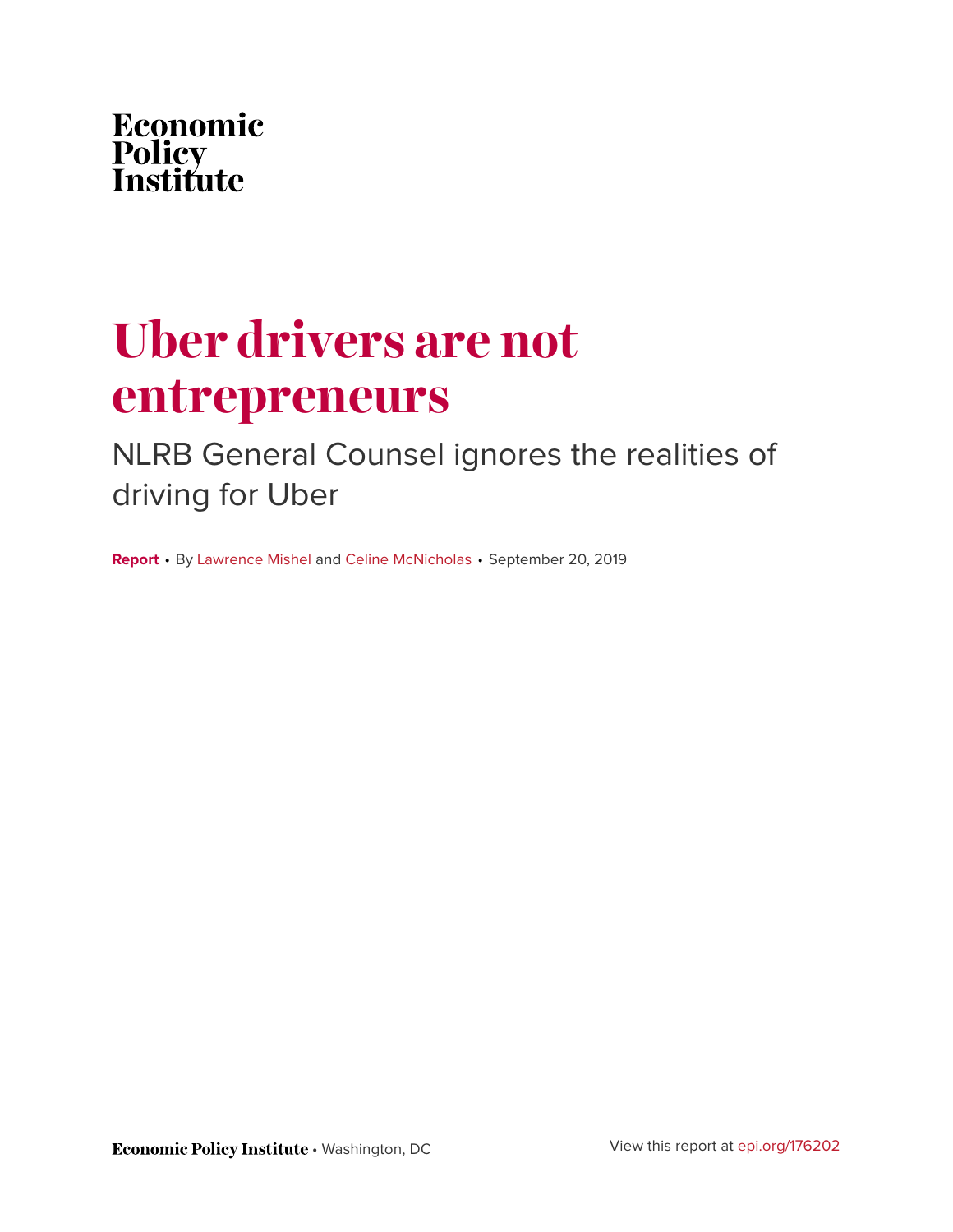Economic Policy Institute

# Uber drivers are not entrepreneurs

## NLRB General Counsel ignores the realities of driving for Uber

**Report** • By Lawrence Mishel and Celine McNicholas • September 20, 2019

**Economic Policy Institute** • Washington, DC

View this report at epi.org/176202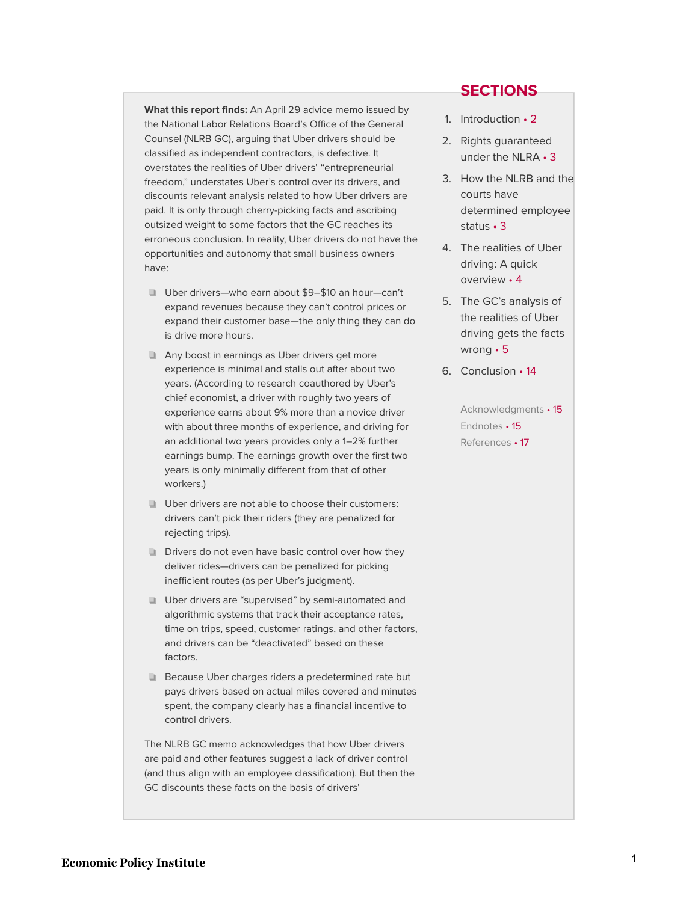**What this report finds:** An April 29 advice memo issued by the National Labor Relations Board's Office of the General Counsel (NLRB GC), arguing that Uber drivers should be classified as independent contractors, is defective. It overstates the realities of Uber drivers' "entrepreneurial freedom," understates Uber's control over its drivers, and discounts relevant analysis related to how Uber drivers are paid. It is only through cherry-picking facts and ascribing outsized weight to some factors that the GC reaches its erroneous conclusion. In reality, Uber drivers do not have the opportunities and autonomy that small business owners have:

- Uber drivers—who earn about $9–$10 an hour—can't expand revenues because they can't control prices or expand their customer base—the only thing they can do is drive more hours.
- Any boost in earnings as Uber drivers get more experience is minimal and stalls out after about two years. (According to research coauthored by Uber's chief economist, a driver with roughly two years of experience earns about 9% more than a novice driver with about three months of experience, and driving for an additional two years provides only a 1–2% further earnings bump. The earnings growth over the first two years is only minimally different from that of other workers.)
- Uber drivers are not able to choose their customers: drivers can't pick their riders (they are penalized for rejecting trips).
- Drivers do not even have basic control over how they deliver rides—drivers can be penalized for picking inefficient routes (as per Uber's judgment).
- Uber drivers are "supervised" by semi-automated and algorithmic systems that track their acceptance rates, time on trips, speed, customer ratings, and other factors, and drivers can be "deactivated" based on these factors.
- Because Uber charges riders a predetermined rate but pays drivers based on actual miles covered and minutes spent, the company clearly has a financial incentive to control drivers.

The NLRB GC memo acknowledges that how Uber drivers are paid and other features suggest a lack of driver control (and thus align with an employee classification). But then the GC discounts these facts on the basis of drivers'

## SECTIONS

1. Introduction • 2
2. Rights guaranteed under the NLRA • 3
3. How the NLRB and the courts have determined employee status • 3
4. The realities of Uber driving: A quick overview • 4
5. The GC's analysis of the realities of Uber driving gets the facts wrong • 5
6. Conclusion • 14

Acknowledgments • 15
Endnotes • 15
References • 17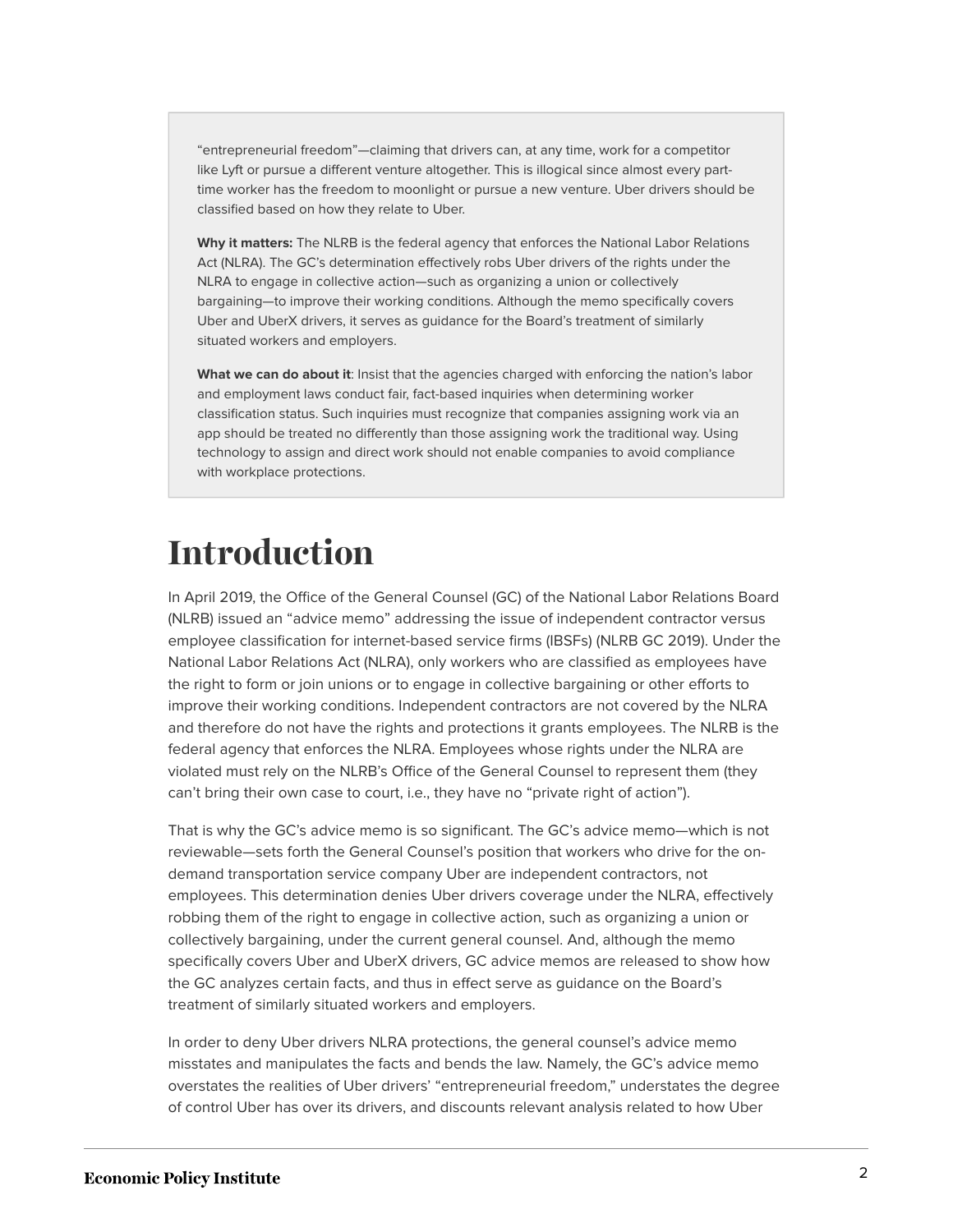"entrepreneurial freedom"—claiming that drivers can, at any time, work for a competitor like Lyft or pursue a different venture altogether. This is illogical since almost every part-time worker has the freedom to moonlight or pursue a new venture. Uber drivers should be classified based on how they relate to Uber.

**Why it matters:** The NLRB is the federal agency that enforces the National Labor Relations Act (NLRA). The GC's determination effectively robs Uber drivers of the rights under the NLRA to engage in collective action—such as organizing a union or collectively bargaining—to improve their working conditions. Although the memo specifically covers Uber and UberX drivers, it serves as guidance for the Board's treatment of similarly situated workers and employers.

**What we can do about it**: Insist that the agencies charged with enforcing the nation's labor and employment laws conduct fair, fact-based inquiries when determining worker classification status. Such inquiries must recognize that companies assigning work via an app should be treated no differently than those assigning work the traditional way. Using technology to assign and direct work should not enable companies to avoid compliance with workplace protections.

# Introduction

In April 2019, the Office of the General Counsel (GC) of the National Labor Relations Board (NLRB) issued an "advice memo" addressing the issue of independent contractor versus employee classification for internet-based service firms (IBSFs) (NLRB GC 2019). Under the National Labor Relations Act (NLRA), only workers who are classified as employees have the right to form or join unions or to engage in collective bargaining or other efforts to improve their working conditions. Independent contractors are not covered by the NLRA and therefore do not have the rights and protections it grants employees. The NLRB is the federal agency that enforces the NLRA. Employees whose rights under the NLRA are violated must rely on the NLRB's Office of the General Counsel to represent them (they can't bring their own case to court, i.e., they have no "private right of action").

That is why the GC's advice memo is so significant. The GC's advice memo—which is not reviewable—sets forth the General Counsel's position that workers who drive for the on-demand transportation service company Uber are independent contractors, not employees. This determination denies Uber drivers coverage under the NLRA, effectively robbing them of the right to engage in collective action, such as organizing a union or collectively bargaining, under the current general counsel. And, although the memo specifically covers Uber and UberX drivers, GC advice memos are released to show how the GC analyzes certain facts, and thus in effect serve as guidance on the Board's treatment of similarly situated workers and employers.

In order to deny Uber drivers NLRA protections, the general counsel's advice memo misstates and manipulates the facts and bends the law. Namely, the GC's advice memo overstates the realities of Uber drivers' "entrepreneurial freedom," understates the degree of control Uber has over its drivers, and discounts relevant analysis related to how Uber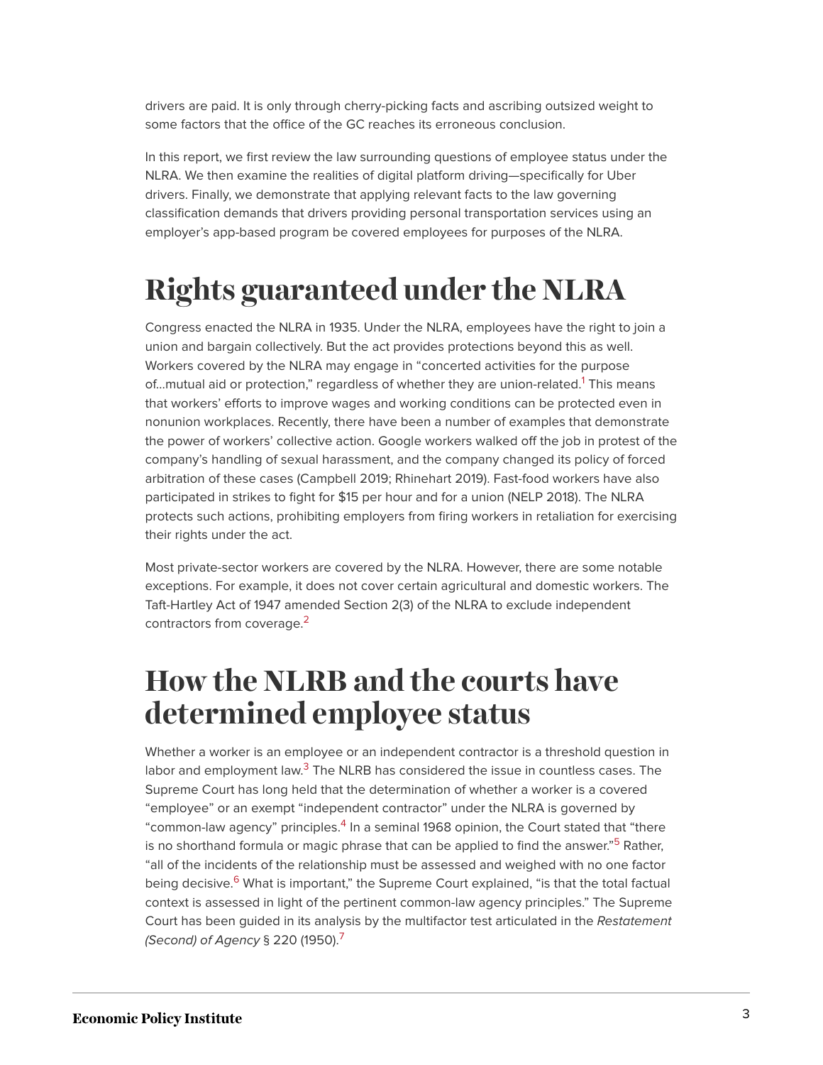drivers are paid. It is only through cherry-picking facts and ascribing outsized weight to some factors that the office of the GC reaches its erroneous conclusion.

In this report, we first review the law surrounding questions of employee status under the NLRA. We then examine the realities of digital platform driving—specifically for Uber drivers. Finally, we demonstrate that applying relevant facts to the law governing classification demands that drivers providing personal transportation services using an employer's app-based program be covered employees for purposes of the NLRA.

# Rights guaranteed under the NLRA

Congress enacted the NLRA in 1935. Under the NLRA, employees have the right to join a union and bargain collectively. But the act provides protections beyond this as well. Workers covered by the NLRA may engage in "concerted activities for the purpose of…mutual aid or protection," regardless of whether they are union-related.[1] This means that workers' efforts to improve wages and working conditions can be protected even in nonunion workplaces. Recently, there have been a number of examples that demonstrate the power of workers' collective action. Google workers walked off the job in protest of the company's handling of sexual harassment, and the company changed its policy of forced arbitration of these cases (Campbell 2019; Rhinehart 2019). Fast-food workers have also participated in strikes to fight for $15 per hour and for a union (NELP 2018). The NLRA protects such actions, prohibiting employers from firing workers in retaliation for exercising their rights under the act.

Most private-sector workers are covered by the NLRA. However, there are some notable exceptions. For example, it does not cover certain agricultural and domestic workers. The Taft-Hartley Act of 1947 amended Section 2(3) of the NLRA to exclude independent contractors from coverage.[2]

# How the NLRB and the courts have determined employee status

Whether a worker is an employee or an independent contractor is a threshold question in labor and employment law.[3] The NLRB has considered the issue in countless cases. The Supreme Court has long held that the determination of whether a worker is a covered "employee" or an exempt "independent contractor" under the NLRA is governed by "common-law agency" principles.[4] In a seminal 1968 opinion, the Court stated that "there is no shorthand formula or magic phrase that can be applied to find the answer."[5] Rather, "all of the incidents of the relationship must be assessed and weighed with no one factor being decisive.[6] What is important," the Supreme Court explained, "is that the total factual context is assessed in light of the pertinent common-law agency principles." The Supreme Court has been guided in its analysis by the multifactor test articulated in the *Restatement (Second) of Agency* § 220 (1950).[7]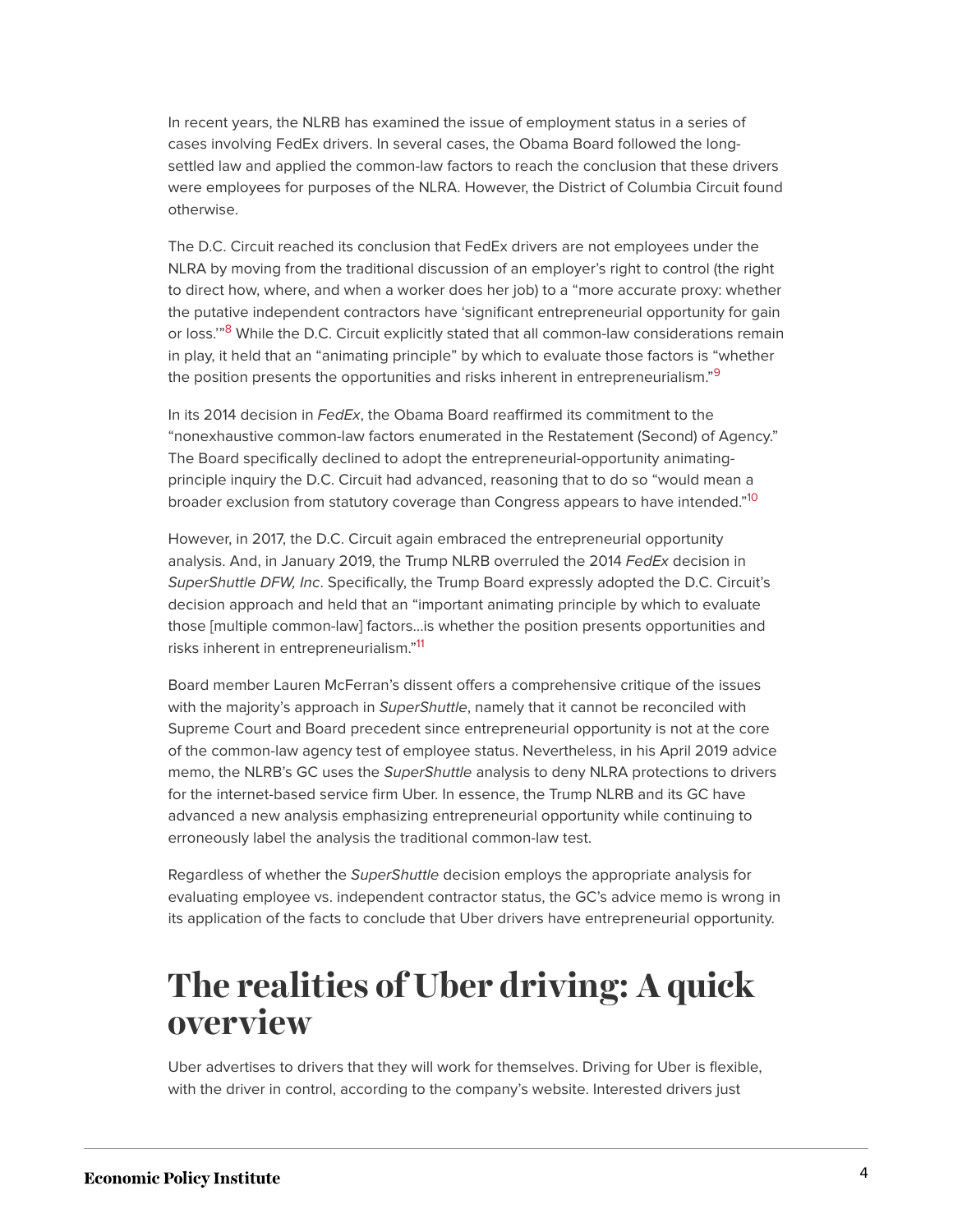In recent years, the NLRB has examined the issue of employment status in a series of cases involving FedEx drivers. In several cases, the Obama Board followed the long-settled law and applied the common-law factors to reach the conclusion that these drivers were employees for purposes of the NLRA. However, the District of Columbia Circuit found otherwise.

The D.C. Circuit reached its conclusion that FedEx drivers are not employees under the NLRA by moving from the traditional discussion of an employer's right to control (the right to direct how, where, and when a worker does her job) to a "more accurate proxy: whether the putative independent contractors have 'significant entrepreneurial opportunity for gain or loss.'"[8] While the D.C. Circuit explicitly stated that all common-law considerations remain in play, it held that an "animating principle" by which to evaluate those factors is "whether the position presents the opportunities and risks inherent in entrepreneurialism."[9]

In its 2014 decision in *FedEx*, the Obama Board reaffirmed its commitment to the "nonexhaustive common-law factors enumerated in the Restatement (Second) of Agency." The Board specifically declined to adopt the entrepreneurial-opportunity animating-principle inquiry the D.C. Circuit had advanced, reasoning that to do so "would mean a broader exclusion from statutory coverage than Congress appears to have intended."[10]

However, in 2017, the D.C. Circuit again embraced the entrepreneurial opportunity analysis. And, in January 2019, the Trump NLRB overruled the 2014 *FedEx* decision in *SuperShuttle DFW, Inc*. Specifically, the Trump Board expressly adopted the D.C. Circuit's decision approach and held that an "important animating principle by which to evaluate those [multiple common-law] factors…is whether the position presents opportunities and risks inherent in entrepreneurialism."[11]

Board member Lauren McFerran's dissent offers a comprehensive critique of the issues with the majority's approach in *SuperShuttle*, namely that it cannot be reconciled with Supreme Court and Board precedent since entrepreneurial opportunity is not at the core of the common-law agency test of employee status. Nevertheless, in his April 2019 advice memo, the NLRB's GC uses the *SuperShuttle* analysis to deny NLRA protections to drivers for the internet-based service firm Uber. In essence, the Trump NLRB and its GC have advanced a new analysis emphasizing entrepreneurial opportunity while continuing to erroneously label the analysis the traditional common-law test.

Regardless of whether the *SuperShuttle* decision employs the appropriate analysis for evaluating employee vs. independent contractor status, the GC's advice memo is wrong in its application of the facts to conclude that Uber drivers have entrepreneurial opportunity.

## The realities of Uber driving: A quick overview

Uber advertises to drivers that they will work for themselves. Driving for Uber is flexible, with the driver in control, according to the company's website. Interested drivers just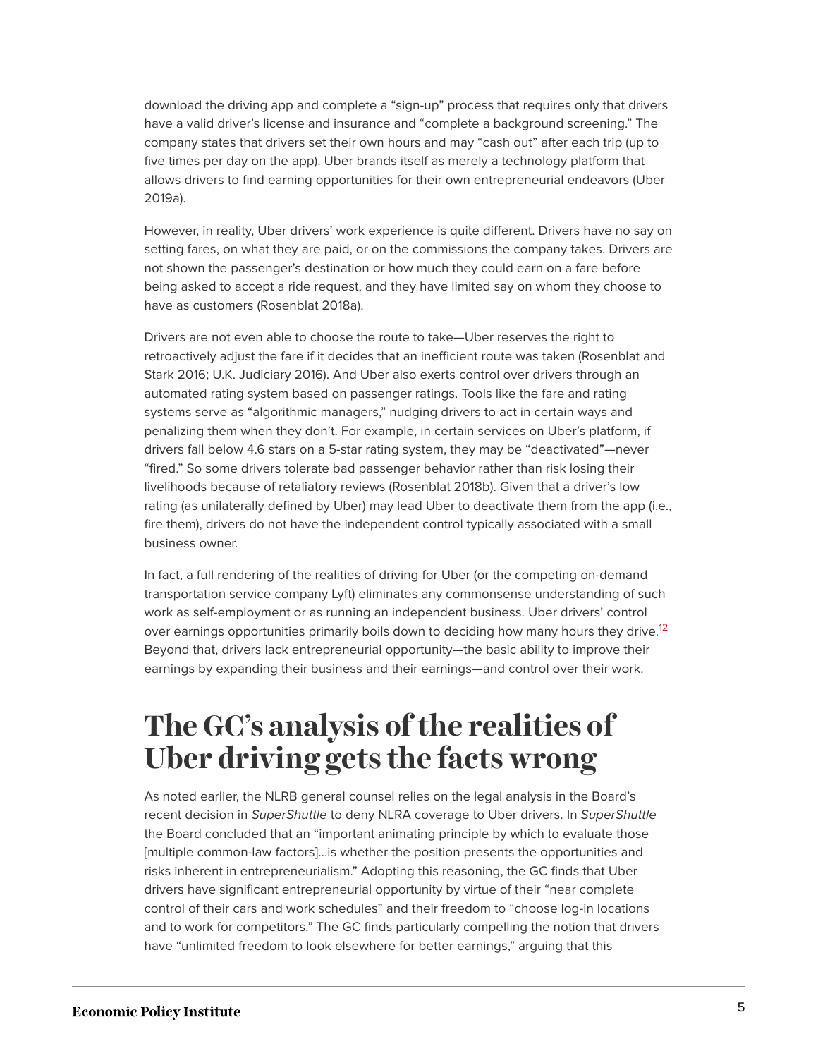download the driving app and complete a "sign-up" process that requires only that drivers have a valid driver's license and insurance and "complete a background screening." The company states that drivers set their own hours and may "cash out" after each trip (up to five times per day on the app). Uber brands itself as merely a technology platform that allows drivers to find earning opportunities for their own entrepreneurial endeavors (Uber 2019a).

However, in reality, Uber drivers' work experience is quite different. Drivers have no say on setting fares, on what they are paid, or on the commissions the company takes. Drivers are not shown the passenger's destination or how much they could earn on a fare before being asked to accept a ride request, and they have limited say on whom they choose to have as customers (Rosenblat 2018a).

Drivers are not even able to choose the route to take—Uber reserves the right to retroactively adjust the fare if it decides that an inefficient route was taken (Rosenblat and Stark 2016; U.K. Judiciary 2016). And Uber also exerts control over drivers through an automated rating system based on passenger ratings. Tools like the fare and rating systems serve as "algorithmic managers," nudging drivers to act in certain ways and penalizing them when they don't. For example, in certain services on Uber's platform, if drivers fall below 4.6 stars on a 5-star rating system, they may be "deactivated"—never "fired." So some drivers tolerate bad passenger behavior rather than risk losing their livelihoods because of retaliatory reviews (Rosenblat 2018b). Given that a driver's low rating (as unilaterally defined by Uber) may lead Uber to deactivate them from the app (i.e., fire them), drivers do not have the independent control typically associated with a small business owner.

In fact, a full rendering of the realities of driving for Uber (or the competing on-demand transportation service company Lyft) eliminates any commonsense understanding of such work as self-employment or as running an independent business. Uber drivers' control over earnings opportunities primarily boils down to deciding how many hours they drive.[12] Beyond that, drivers lack entrepreneurial opportunity—the basic ability to improve their earnings by expanding their business and their earnings—and control over their work.

# The GC's analysis of the realities of Uber driving gets the facts wrong

As noted earlier, the NLRB general counsel relies on the legal analysis in the Board's recent decision in *SuperShuttle* to deny NLRA coverage to Uber drivers. In *SuperShuttle* the Board concluded that an "important animating principle by which to evaluate those [multiple common-law factors]…is whether the position presents the opportunities and risks inherent in entrepreneurialism." Adopting this reasoning, the GC finds that Uber drivers have significant entrepreneurial opportunity by virtue of their "near complete control of their cars and work schedules" and their freedom to "choose log-in locations and to work for competitors." The GC finds particularly compelling the notion that drivers have "unlimited freedom to look elsewhere for better earnings," arguing that this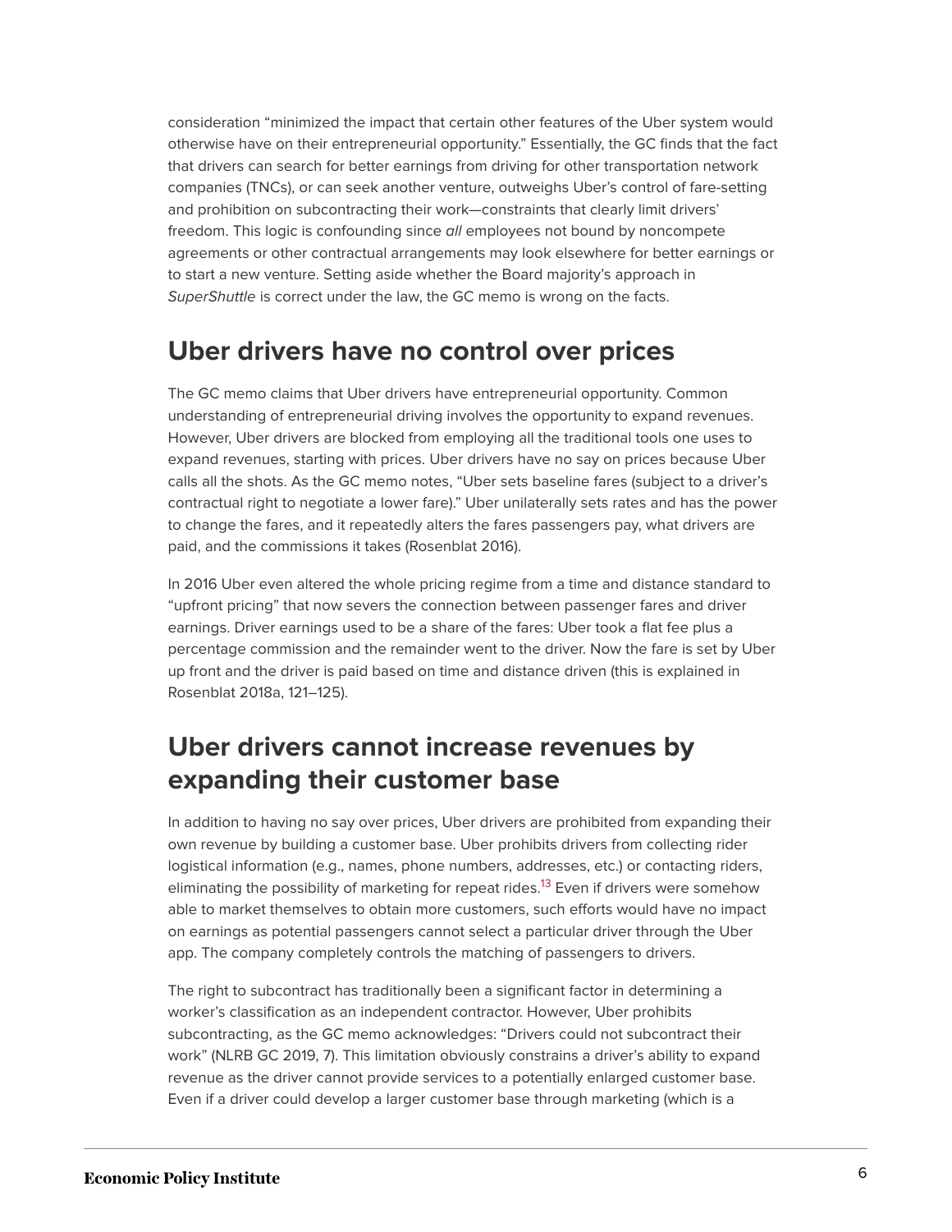consideration “minimized the impact that certain other features of the Uber system would otherwise have on their entrepreneurial opportunity.” Essentially, the GC finds that the fact that drivers can search for better earnings from driving for other transportation network companies (TNCs), or can seek another venture, outweighs Uber’s control of fare-setting and prohibition on subcontracting their work—constraints that clearly limit drivers’ freedom. This logic is confounding since *all* employees not bound by noncompete agreements or other contractual arrangements may look elsewhere for better earnings or to start a new venture. Setting aside whether the Board majority’s approach in *SuperShuttle* is correct under the law, the GC memo is wrong on the facts.

## Uber drivers have no control over prices

The GC memo claims that Uber drivers have entrepreneurial opportunity. Common understanding of entrepreneurial driving involves the opportunity to expand revenues. However, Uber drivers are blocked from employing all the traditional tools one uses to expand revenues, starting with prices. Uber drivers have no say on prices because Uber calls all the shots. As the GC memo notes, “Uber sets baseline fares (subject to a driver’s contractual right to negotiate a lower fare).” Uber unilaterally sets rates and has the power to change the fares, and it repeatedly alters the fares passengers pay, what drivers are paid, and the commissions it takes (Rosenblat 2016).

In 2016 Uber even altered the whole pricing regime from a time and distance standard to “upfront pricing” that now severs the connection between passenger fares and driver earnings. Driver earnings used to be a share of the fares: Uber took a flat fee plus a percentage commission and the remainder went to the driver. Now the fare is set by Uber up front and the driver is paid based on time and distance driven (this is explained in Rosenblat 2018a, 121–125).

## Uber drivers cannot increase revenues by expanding their customer base

In addition to having no say over prices, Uber drivers are prohibited from expanding their own revenue by building a customer base. Uber prohibits drivers from collecting rider logistical information (e.g., names, phone numbers, addresses, etc.) or contacting riders, eliminating the possibility of marketing for repeat rides.[13] Even if drivers were somehow able to market themselves to obtain more customers, such efforts would have no impact on earnings as potential passengers cannot select a particular driver through the Uber app. The company completely controls the matching of passengers to drivers.

The right to subcontract has traditionally been a significant factor in determining a worker’s classification as an independent contractor. However, Uber prohibits subcontracting, as the GC memo acknowledges: “Drivers could not subcontract their work” (NLRB GC 2019, 7). This limitation obviously constrains a driver’s ability to expand revenue as the driver cannot provide services to a potentially enlarged customer base. Even if a driver could develop a larger customer base through marketing (which is a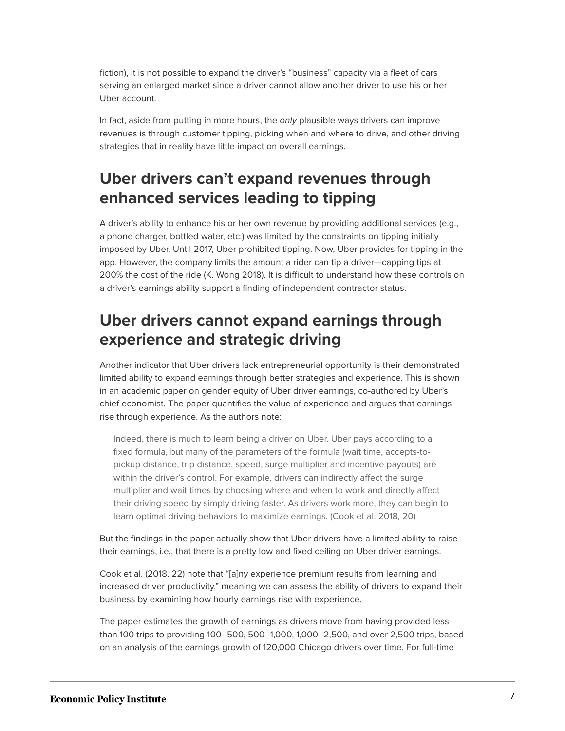fiction), it is not possible to expand the driver's "business" capacity via a fleet of cars serving an enlarged market since a driver cannot allow another driver to use his or her Uber account.

In fact, aside from putting in more hours, the *only* plausible ways drivers can improve revenues is through customer tipping, picking when and where to drive, and other driving strategies that in reality have little impact on overall earnings.

## Uber drivers can't expand revenues through enhanced services leading to tipping

A driver's ability to enhance his or her own revenue by providing additional services (e.g., a phone charger, bottled water, etc.) was limited by the constraints on tipping initially imposed by Uber. Until 2017, Uber prohibited tipping. Now, Uber provides for tipping in the app. However, the company limits the amount a rider can tip a driver—capping tips at 200% the cost of the ride (K. Wong 2018). It is difficult to understand how these controls on a driver's earnings ability support a finding of independent contractor status.

## Uber drivers cannot expand earnings through experience and strategic driving

Another indicator that Uber drivers lack entrepreneurial opportunity is their demonstrated limited ability to expand earnings through better strategies and experience. This is shown in an academic paper on gender equity of Uber driver earnings, co-authored by Uber's chief economist. The paper quantifies the value of experience and argues that earnings rise through experience. As the authors note:

> Indeed, there is much to learn being a driver on Uber. Uber pays according to a fixed formula, but many of the parameters of the formula (wait time, accepts-to-pickup distance, trip distance, speed, surge multiplier and incentive payouts) are within the driver's control. For example, drivers can indirectly affect the surge multiplier and wait times by choosing where and when to work and directly affect their driving speed by simply driving faster. As drivers work more, they can begin to learn optimal driving behaviors to maximize earnings. (Cook et al. 2018, 20)

But the findings in the paper actually show that Uber drivers have a limited ability to raise their earnings, i.e., that there is a pretty low and fixed ceiling on Uber driver earnings.

Cook et al. (2018, 22) note that "[a]ny experience premium results from learning and increased driver productivity," meaning we can assess the ability of drivers to expand their business by examining how hourly earnings rise with experience.

The paper estimates the growth of earnings as drivers move from having provided less than 100 trips to providing 100–500, 500–1,000, 1,000–2,500, and over 2,500 trips, based on an analysis of the earnings growth of 120,000 Chicago drivers over time. For full-time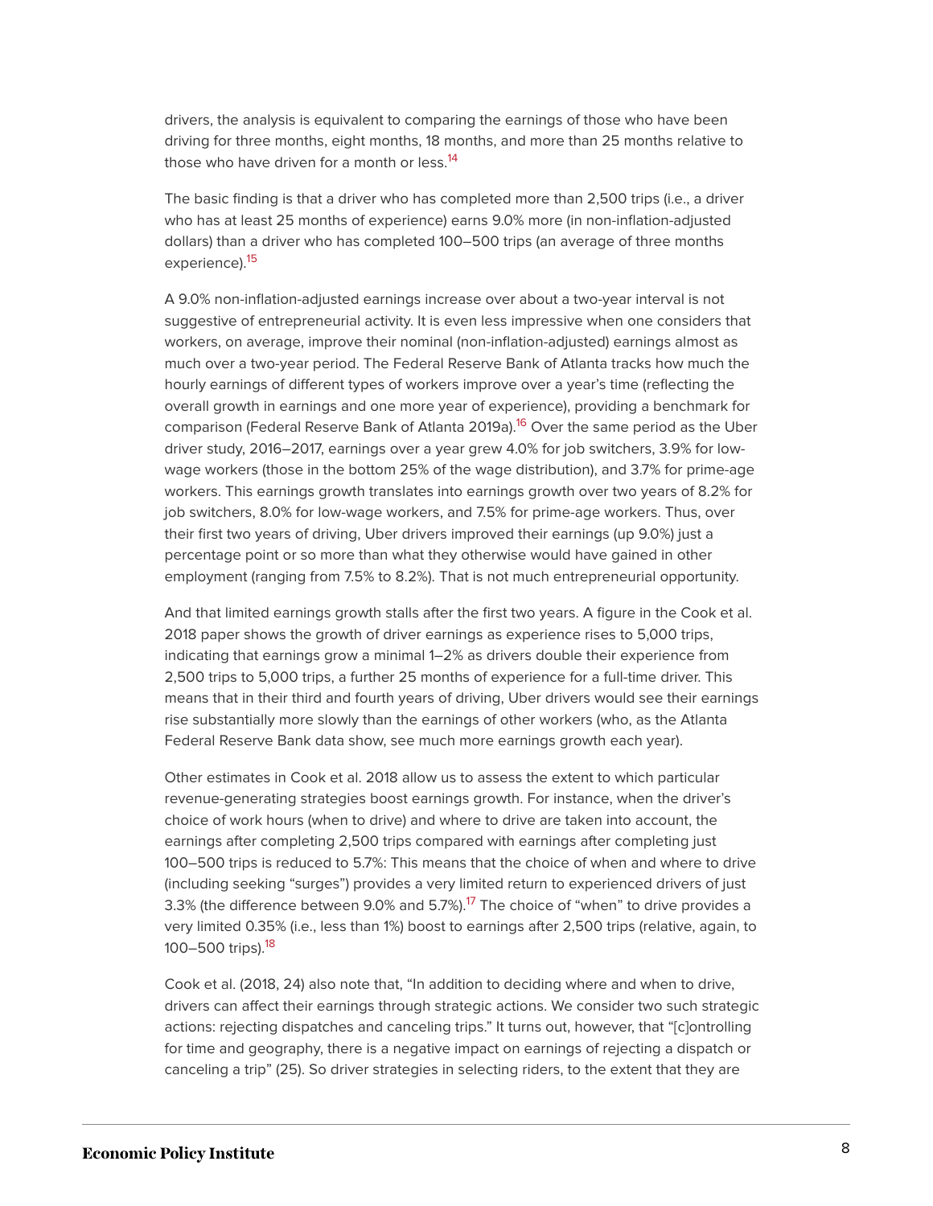drivers, the analysis is equivalent to comparing the earnings of those who have been driving for three months, eight months, 18 months, and more than 25 months relative to those who have driven for a month or less.[14]

The basic finding is that a driver who has completed more than 2,500 trips (i.e., a driver who has at least 25 months of experience) earns 9.0% more (in non-inflation-adjusted dollars) than a driver who has completed 100–500 trips (an average of three months experience).[15]

A 9.0% non-inflation-adjusted earnings increase over about a two-year interval is not suggestive of entrepreneurial activity. It is even less impressive when one considers that workers, on average, improve their nominal (non-inflation-adjusted) earnings almost as much over a two-year period. The Federal Reserve Bank of Atlanta tracks how much the hourly earnings of different types of workers improve over a year's time (reflecting the overall growth in earnings and one more year of experience), providing a benchmark for comparison (Federal Reserve Bank of Atlanta 2019a).[16] Over the same period as the Uber driver study, 2016–2017, earnings over a year grew 4.0% for job switchers, 3.9% for low-wage workers (those in the bottom 25% of the wage distribution), and 3.7% for prime-age workers. This earnings growth translates into earnings growth over two years of 8.2% for job switchers, 8.0% for low-wage workers, and 7.5% for prime-age workers. Thus, over their first two years of driving, Uber drivers improved their earnings (up 9.0%) just a percentage point or so more than what they otherwise would have gained in other employment (ranging from 7.5% to 8.2%). That is not much entrepreneurial opportunity.

And that limited earnings growth stalls after the first two years. A figure in the Cook et al. 2018 paper shows the growth of driver earnings as experience rises to 5,000 trips, indicating that earnings grow a minimal 1–2% as drivers double their experience from 2,500 trips to 5,000 trips, a further 25 months of experience for a full-time driver. This means that in their third and fourth years of driving, Uber drivers would see their earnings rise substantially more slowly than the earnings of other workers (who, as the Atlanta Federal Reserve Bank data show, see much more earnings growth each year).

Other estimates in Cook et al. 2018 allow us to assess the extent to which particular revenue-generating strategies boost earnings growth. For instance, when the driver's choice of work hours (when to drive) and where to drive are taken into account, the earnings after completing 2,500 trips compared with earnings after completing just 100–500 trips is reduced to 5.7%: This means that the choice of when and where to drive (including seeking "surges") provides a very limited return to experienced drivers of just 3.3% (the difference between 9.0% and 5.7%).[17] The choice of "when" to drive provides a very limited 0.35% (i.e., less than 1%) boost to earnings after 2,500 trips (relative, again, to 100–500 trips).[18]

Cook et al. (2018, 24) also note that, "In addition to deciding where and when to drive, drivers can affect their earnings through strategic actions. We consider two such strategic actions: rejecting dispatches and canceling trips." It turns out, however, that "[c]ontrolling for time and geography, there is a negative impact on earnings of rejecting a dispatch or canceling a trip" (25). So driver strategies in selecting riders, to the extent that they are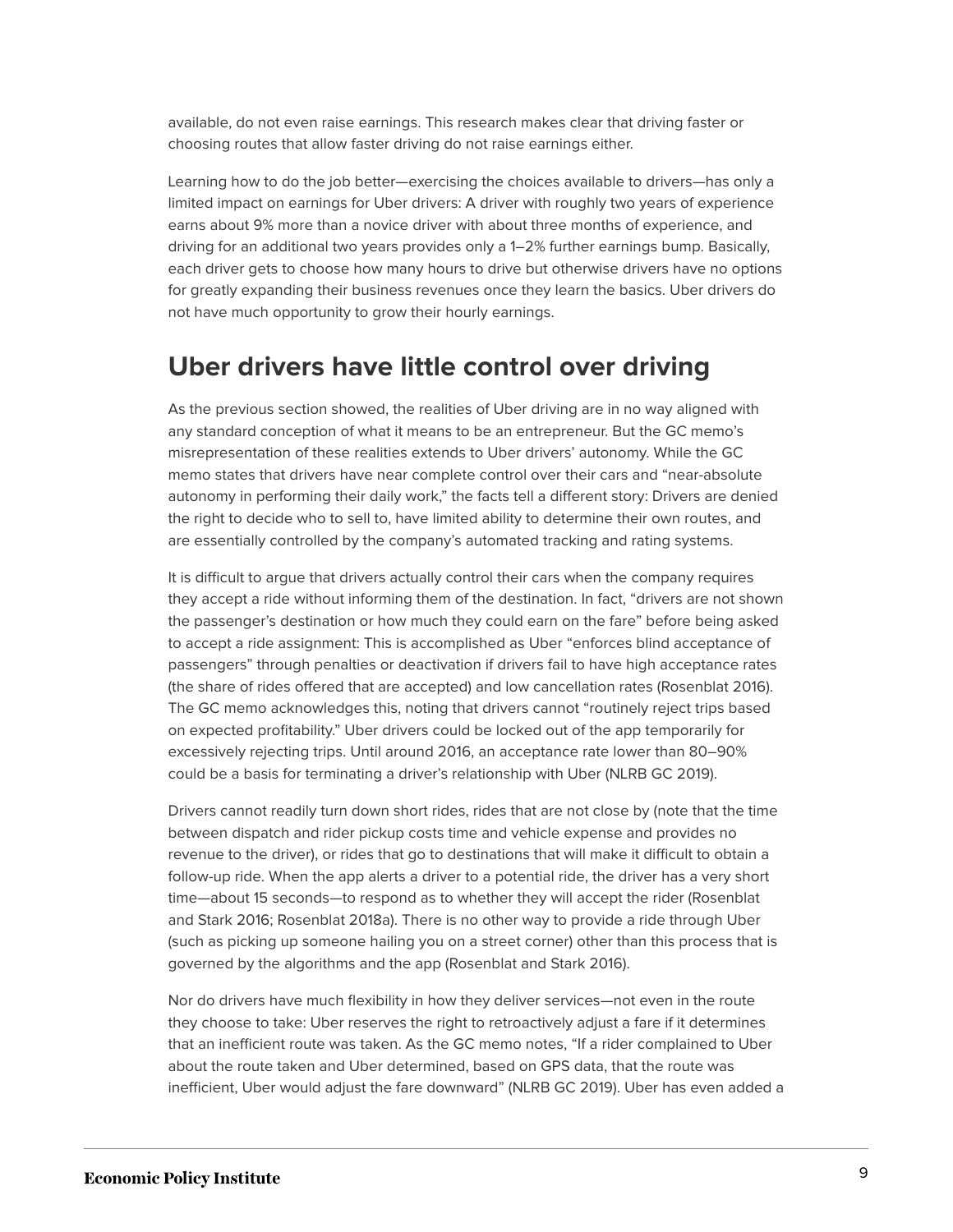available, do not even raise earnings. This research makes clear that driving faster or choosing routes that allow faster driving do not raise earnings either.

Learning how to do the job better—exercising the choices available to drivers—has only a limited impact on earnings for Uber drivers: A driver with roughly two years of experience earns about 9% more than a novice driver with about three months of experience, and driving for an additional two years provides only a 1–2% further earnings bump. Basically, each driver gets to choose how many hours to drive but otherwise drivers have no options for greatly expanding their business revenues once they learn the basics. Uber drivers do not have much opportunity to grow their hourly earnings.

## Uber drivers have little control over driving

As the previous section showed, the realities of Uber driving are in no way aligned with any standard conception of what it means to be an entrepreneur. But the GC memo's misrepresentation of these realities extends to Uber drivers' autonomy. While the GC memo states that drivers have near complete control over their cars and "near-absolute autonomy in performing their daily work," the facts tell a different story: Drivers are denied the right to decide who to sell to, have limited ability to determine their own routes, and are essentially controlled by the company's automated tracking and rating systems.

It is difficult to argue that drivers actually control their cars when the company requires they accept a ride without informing them of the destination. In fact, "drivers are not shown the passenger's destination or how much they could earn on the fare" before being asked to accept a ride assignment: This is accomplished as Uber "enforces blind acceptance of passengers" through penalties or deactivation if drivers fail to have high acceptance rates (the share of rides offered that are accepted) and low cancellation rates (Rosenblat 2016). The GC memo acknowledges this, noting that drivers cannot "routinely reject trips based on expected profitability." Uber drivers could be locked out of the app temporarily for excessively rejecting trips. Until around 2016, an acceptance rate lower than 80–90% could be a basis for terminating a driver's relationship with Uber (NLRB GC 2019).

Drivers cannot readily turn down short rides, rides that are not close by (note that the time between dispatch and rider pickup costs time and vehicle expense and provides no revenue to the driver), or rides that go to destinations that will make it difficult to obtain a follow-up ride. When the app alerts a driver to a potential ride, the driver has a very short time—about 15 seconds—to respond as to whether they will accept the rider (Rosenblat and Stark 2016; Rosenblat 2018a). There is no other way to provide a ride through Uber (such as picking up someone hailing you on a street corner) other than this process that is governed by the algorithms and the app (Rosenblat and Stark 2016).

Nor do drivers have much flexibility in how they deliver services—not even in the route they choose to take: Uber reserves the right to retroactively adjust a fare if it determines that an inefficient route was taken. As the GC memo notes, "If a rider complained to Uber about the route taken and Uber determined, based on GPS data, that the route was inefficient, Uber would adjust the fare downward" (NLRB GC 2019). Uber has even added a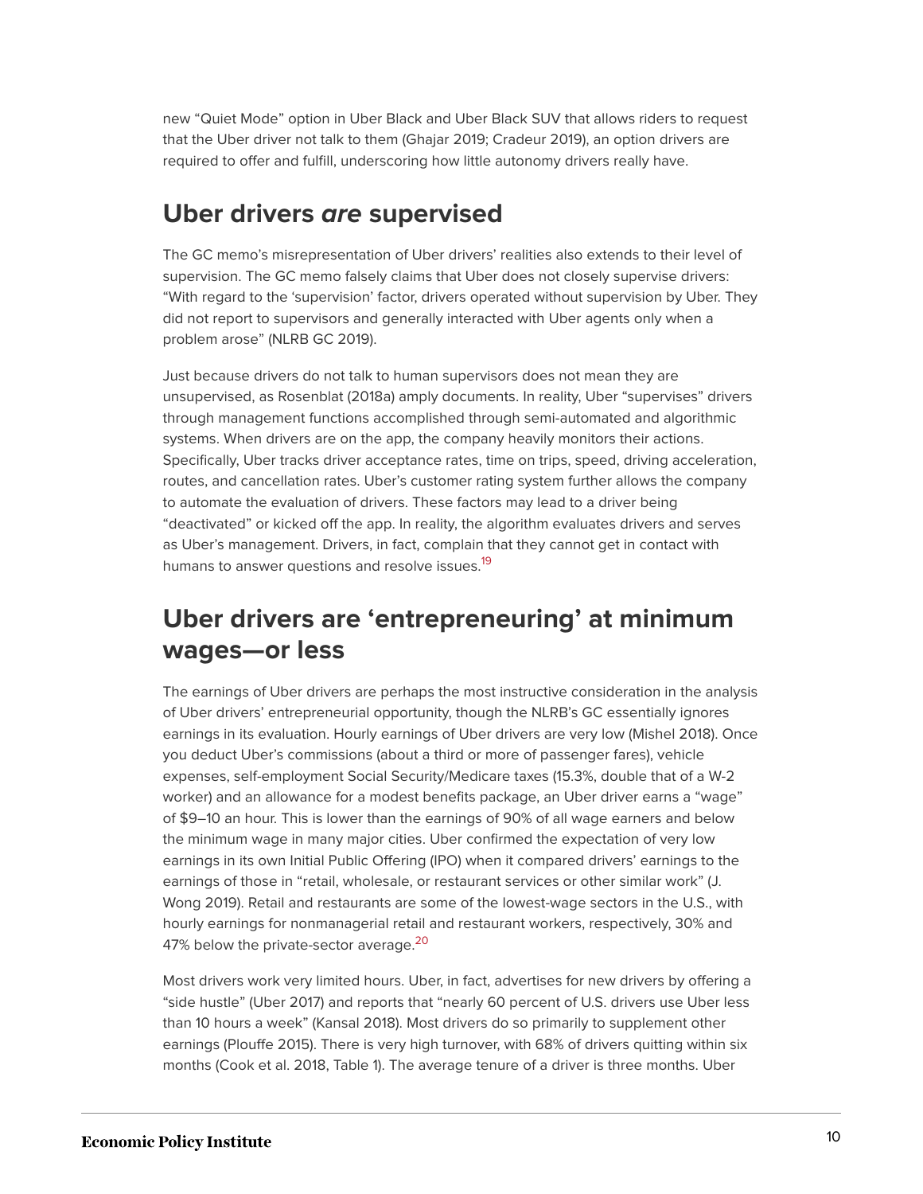new “Quiet Mode” option in Uber Black and Uber Black SUV that allows riders to request that the Uber driver not talk to them (Ghajar 2019; Cradeur 2019), an option drivers are required to offer and fulfill, underscoring how little autonomy drivers really have.

## Uber drivers *are* supervised

The GC memo’s misrepresentation of Uber drivers’ realities also extends to their level of supervision. The GC memo falsely claims that Uber does not closely supervise drivers: “With regard to the ‘supervision’ factor, drivers operated without supervision by Uber. They did not report to supervisors and generally interacted with Uber agents only when a problem arose” (NLRB GC 2019).

Just because drivers do not talk to human supervisors does not mean they are unsupervised, as Rosenblat (2018a) amply documents. In reality, Uber “supervises” drivers through management functions accomplished through semi-automated and algorithmic systems. When drivers are on the app, the company heavily monitors their actions. Specifically, Uber tracks driver acceptance rates, time on trips, speed, driving acceleration, routes, and cancellation rates. Uber’s customer rating system further allows the company to automate the evaluation of drivers. These factors may lead to a driver being “deactivated” or kicked off the app. In reality, the algorithm evaluates drivers and serves as Uber’s management. Drivers, in fact, complain that they cannot get in contact with humans to answer questions and resolve issues.[19]

## Uber drivers are ‘entrepreneuring’ at minimum wages—or less

The earnings of Uber drivers are perhaps the most instructive consideration in the analysis of Uber drivers’ entrepreneurial opportunity, though the NLRB’s GC essentially ignores earnings in its evaluation. Hourly earnings of Uber drivers are very low (Mishel 2018). Once you deduct Uber’s commissions (about a third or more of passenger fares), vehicle expenses, self-employment Social Security/Medicare taxes (15.3%, double that of a W-2 worker) and an allowance for a modest benefits package, an Uber driver earns a “wage” of $9–10 an hour. This is lower than the earnings of 90% of all wage earners and below the minimum wage in many major cities. Uber confirmed the expectation of very low earnings in its own Initial Public Offering (IPO) when it compared drivers’ earnings to the earnings of those in “retail, wholesale, or restaurant services or other similar work” (J. Wong 2019). Retail and restaurants are some of the lowest-wage sectors in the U.S., with hourly earnings for nonmanagerial retail and restaurant workers, respectively, 30% and 47% below the private-sector average.[20]

Most drivers work very limited hours. Uber, in fact, advertises for new drivers by offering a “side hustle” (Uber 2017) and reports that “nearly 60 percent of U.S. drivers use Uber less than 10 hours a week” (Kansal 2018). Most drivers do so primarily to supplement other earnings (Plouffe 2015). There is very high turnover, with 68% of drivers quitting within six months (Cook et al. 2018, Table 1). The average tenure of a driver is three months. Uber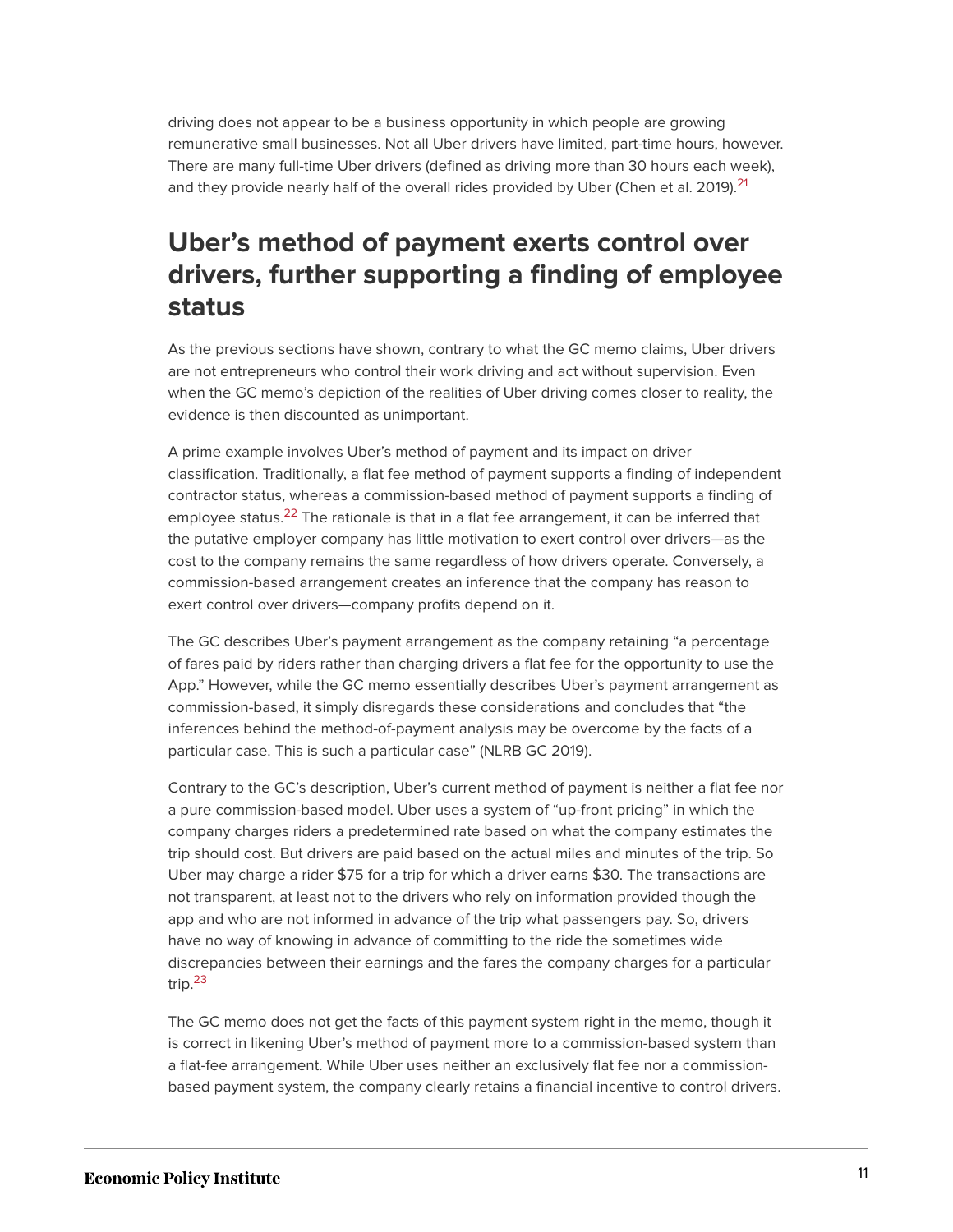driving does not appear to be a business opportunity in which people are growing remunerative small businesses. Not all Uber drivers have limited, part-time hours, however. There are many full-time Uber drivers (defined as driving more than 30 hours each week), and they provide nearly half of the overall rides provided by Uber (Chen et al. 2019).[21]

## Uber's method of payment exerts control over drivers, further supporting a finding of employee status

As the previous sections have shown, contrary to what the GC memo claims, Uber drivers are not entrepreneurs who control their work driving and act without supervision. Even when the GC memo's depiction of the realities of Uber driving comes closer to reality, the evidence is then discounted as unimportant.

A prime example involves Uber's method of payment and its impact on driver classification. Traditionally, a flat fee method of payment supports a finding of independent contractor status, whereas a commission-based method of payment supports a finding of employee status.[22] The rationale is that in a flat fee arrangement, it can be inferred that the putative employer company has little motivation to exert control over drivers—as the cost to the company remains the same regardless of how drivers operate. Conversely, a commission-based arrangement creates an inference that the company has reason to exert control over drivers—company profits depend on it.

The GC describes Uber's payment arrangement as the company retaining "a percentage of fares paid by riders rather than charging drivers a flat fee for the opportunity to use the App." However, while the GC memo essentially describes Uber's payment arrangement as commission-based, it simply disregards these considerations and concludes that "the inferences behind the method-of-payment analysis may be overcome by the facts of a particular case. This is such a particular case" (NLRB GC 2019).

Contrary to the GC's description, Uber's current method of payment is neither a flat fee nor a pure commission-based model. Uber uses a system of "up-front pricing" in which the company charges riders a predetermined rate based on what the company estimates the trip should cost. But drivers are paid based on the actual miles and minutes of the trip. So Uber may charge a rider $75 for a trip for which a driver earns $30. The transactions are not transparent, at least not to the drivers who rely on information provided though the app and who are not informed in advance of the trip what passengers pay. So, drivers have no way of knowing in advance of committing to the ride the sometimes wide discrepancies between their earnings and the fares the company charges for a particular trip.[23]

The GC memo does not get the facts of this payment system right in the memo, though it is correct in likening Uber's method of payment more to a commission-based system than a flat-fee arrangement. While Uber uses neither an exclusively flat fee nor a commission-based payment system, the company clearly retains a financial incentive to control drivers.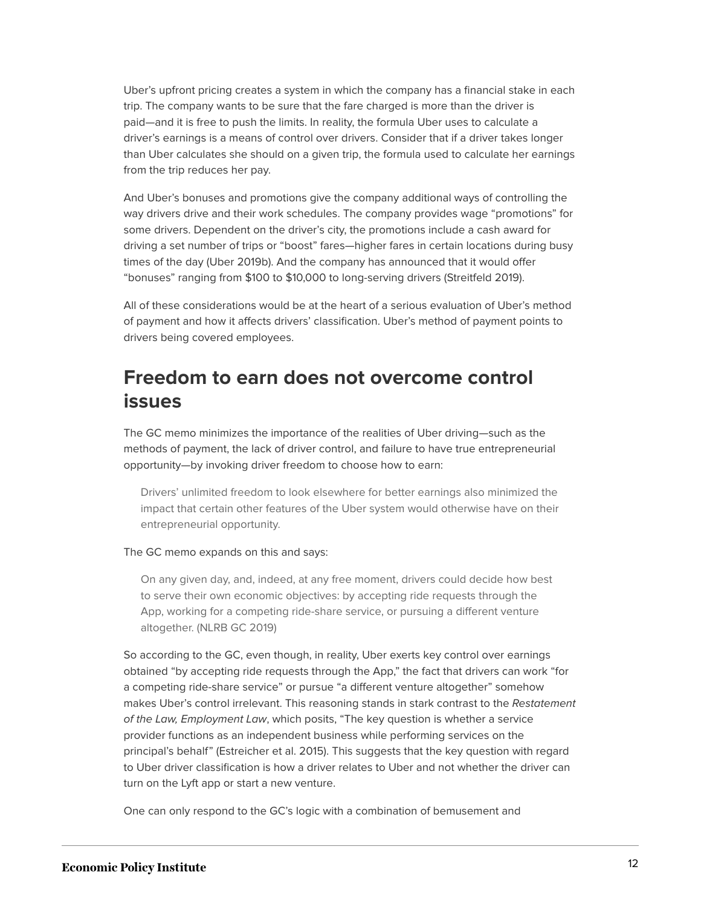Uber's upfront pricing creates a system in which the company has a financial stake in each trip. The company wants to be sure that the fare charged is more than the driver is paid—and it is free to push the limits. In reality, the formula Uber uses to calculate a driver's earnings is a means of control over drivers. Consider that if a driver takes longer than Uber calculates she should on a given trip, the formula used to calculate her earnings from the trip reduces her pay.

And Uber's bonuses and promotions give the company additional ways of controlling the way drivers drive and their work schedules. The company provides wage "promotions" for some drivers. Dependent on the driver's city, the promotions include a cash award for driving a set number of trips or "boost" fares—higher fares in certain locations during busy times of the day (Uber 2019b). And the company has announced that it would offer "bonuses" ranging from $100 to $10,000 to long-serving drivers (Streitfeld 2019).

All of these considerations would be at the heart of a serious evaluation of Uber's method of payment and how it affects drivers' classification. Uber's method of payment points to drivers being covered employees.

## Freedom to earn does not overcome control issues

The GC memo minimizes the importance of the realities of Uber driving—such as the methods of payment, the lack of driver control, and failure to have true entrepreneurial opportunity—by invoking driver freedom to choose how to earn:

> Drivers' unlimited freedom to look elsewhere for better earnings also minimized the impact that certain other features of the Uber system would otherwise have on their entrepreneurial opportunity.

The GC memo expands on this and says:

> On any given day, and, indeed, at any free moment, drivers could decide how best to serve their own economic objectives: by accepting ride requests through the App, working for a competing ride-share service, or pursuing a different venture altogether. (NLRB GC 2019)

So according to the GC, even though, in reality, Uber exerts key control over earnings obtained "by accepting ride requests through the App," the fact that drivers can work "for a competing ride-share service" or pursue "a different venture altogether" somehow makes Uber's control irrelevant. This reasoning stands in stark contrast to the *Restatement of the Law, Employment Law*, which posits, "The key question is whether a service provider functions as an independent business while performing services on the principal's behalf" (Estreicher et al. 2015). This suggests that the key question with regard to Uber driver classification is how a driver relates to Uber and not whether the driver can turn on the Lyft app or start a new venture.

One can only respond to the GC's logic with a combination of bemusement and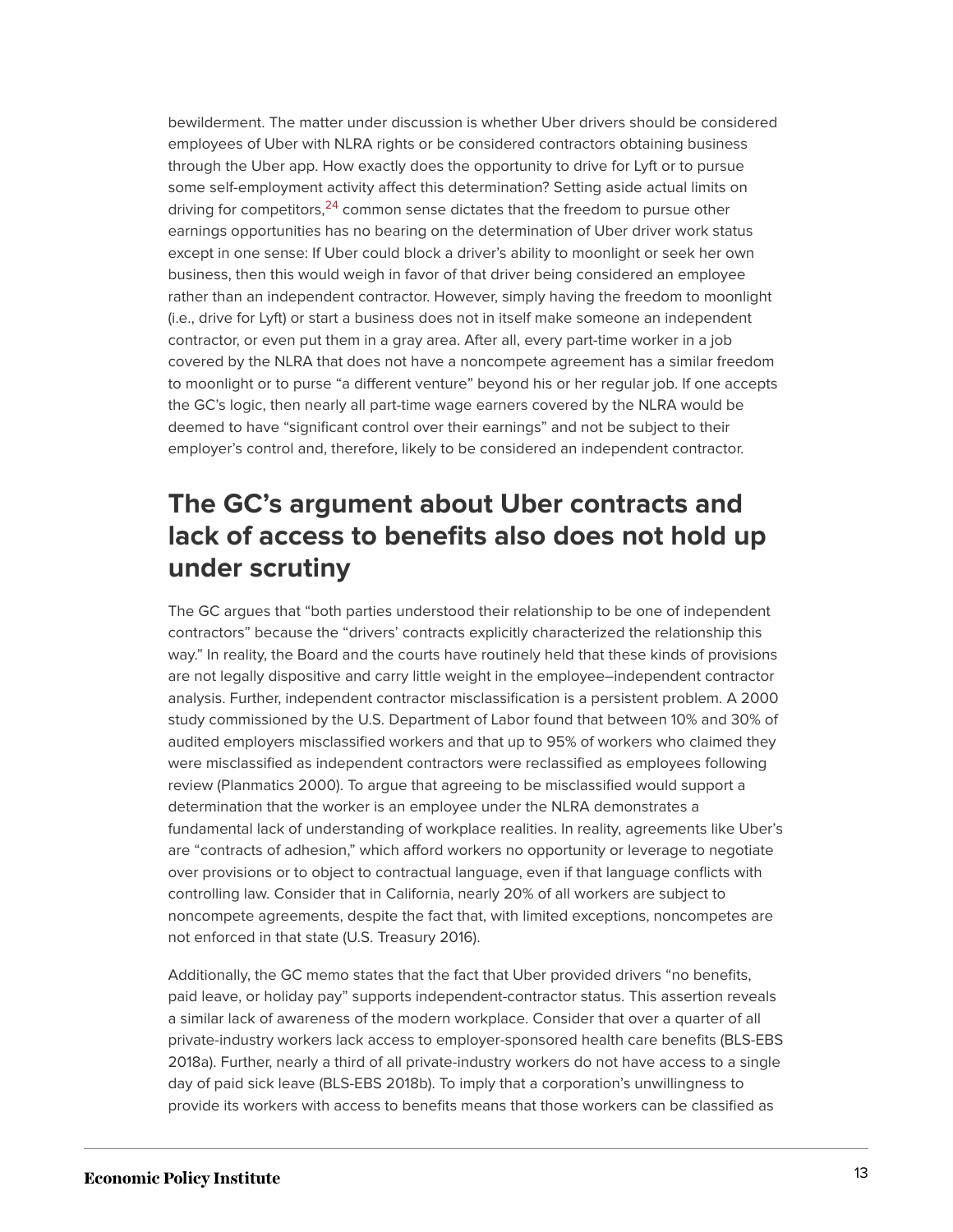bewilderment. The matter under discussion is whether Uber drivers should be considered employees of Uber with NLRA rights or be considered contractors obtaining business through the Uber app. How exactly does the opportunity to drive for Lyft or to pursue some self-employment activity affect this determination? Setting aside actual limits on driving for competitors,[24] common sense dictates that the freedom to pursue other earnings opportunities has no bearing on the determination of Uber driver work status except in one sense: If Uber could block a driver's ability to moonlight or seek her own business, then this would weigh in favor of that driver being considered an employee rather than an independent contractor. However, simply having the freedom to moonlight (i.e., drive for Lyft) or start a business does not in itself make someone an independent contractor, or even put them in a gray area. After all, every part-time worker in a job covered by the NLRA that does not have a noncompete agreement has a similar freedom to moonlight or to purse "a different venture" beyond his or her regular job. If one accepts the GC's logic, then nearly all part-time wage earners covered by the NLRA would be deemed to have "significant control over their earnings" and not be subject to their employer's control and, therefore, likely to be considered an independent contractor.

## The GC's argument about Uber contracts and lack of access to benefits also does not hold up under scrutiny

The GC argues that "both parties understood their relationship to be one of independent contractors" because the "drivers' contracts explicitly characterized the relationship this way." In reality, the Board and the courts have routinely held that these kinds of provisions are not legally dispositive and carry little weight in the employee–independent contractor analysis. Further, independent contractor misclassification is a persistent problem. A 2000 study commissioned by the U.S. Department of Labor found that between 10% and 30% of audited employers misclassified workers and that up to 95% of workers who claimed they were misclassified as independent contractors were reclassified as employees following review (Planmatics 2000). To argue that agreeing to be misclassified would support a determination that the worker is an employee under the NLRA demonstrates a fundamental lack of understanding of workplace realities. In reality, agreements like Uber's are "contracts of adhesion," which afford workers no opportunity or leverage to negotiate over provisions or to object to contractual language, even if that language conflicts with controlling law. Consider that in California, nearly 20% of all workers are subject to noncompete agreements, despite the fact that, with limited exceptions, noncompetes are not enforced in that state (U.S. Treasury 2016).

Additionally, the GC memo states that the fact that Uber provided drivers "no benefits, paid leave, or holiday pay" supports independent-contractor status. This assertion reveals a similar lack of awareness of the modern workplace. Consider that over a quarter of all private-industry workers lack access to employer-sponsored health care benefits (BLS-EBS 2018a). Further, nearly a third of all private-industry workers do not have access to a single day of paid sick leave (BLS-EBS 2018b). To imply that a corporation's unwillingness to provide its workers with access to benefits means that those workers can be classified as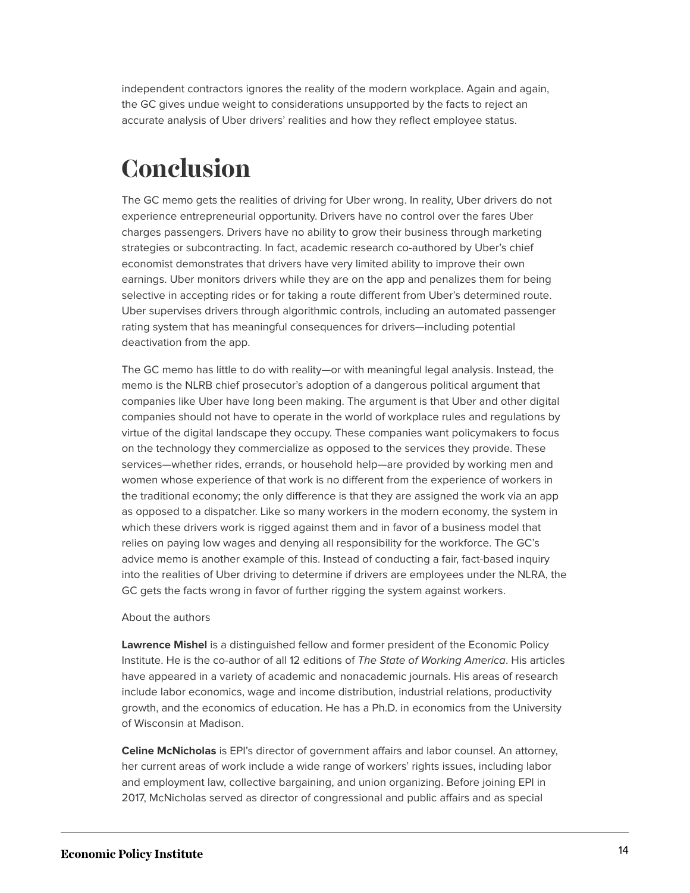independent contractors ignores the reality of the modern workplace. Again and again, the GC gives undue weight to considerations unsupported by the facts to reject an accurate analysis of Uber drivers' realities and how they reflect employee status.

# Conclusion

The GC memo gets the realities of driving for Uber wrong. In reality, Uber drivers do not experience entrepreneurial opportunity. Drivers have no control over the fares Uber charges passengers. Drivers have no ability to grow their business through marketing strategies or subcontracting. In fact, academic research co-authored by Uber's chief economist demonstrates that drivers have very limited ability to improve their own earnings. Uber monitors drivers while they are on the app and penalizes them for being selective in accepting rides or for taking a route different from Uber's determined route. Uber supervises drivers through algorithmic controls, including an automated passenger rating system that has meaningful consequences for drivers—including potential deactivation from the app.

The GC memo has little to do with reality—or with meaningful legal analysis. Instead, the memo is the NLRB chief prosecutor's adoption of a dangerous political argument that companies like Uber have long been making. The argument is that Uber and other digital companies should not have to operate in the world of workplace rules and regulations by virtue of the digital landscape they occupy. These companies want policymakers to focus on the technology they commercialize as opposed to the services they provide. These services—whether rides, errands, or household help—are provided by working men and women whose experience of that work is no different from the experience of workers in the traditional economy; the only difference is that they are assigned the work via an app as opposed to a dispatcher. Like so many workers in the modern economy, the system in which these drivers work is rigged against them and in favor of a business model that relies on paying low wages and denying all responsibility for the workforce. The GC's advice memo is another example of this. Instead of conducting a fair, fact-based inquiry into the realities of Uber driving to determine if drivers are employees under the NLRA, the GC gets the facts wrong in favor of further rigging the system against workers.

About the authors

**Lawrence Mishel** is a distinguished fellow and former president of the Economic Policy Institute. He is the co-author of all 12 editions of *The State of Working America*. His articles have appeared in a variety of academic and nonacademic journals. His areas of research include labor economics, wage and income distribution, industrial relations, productivity growth, and the economics of education. He has a Ph.D. in economics from the University of Wisconsin at Madison.

**Celine McNicholas** is EPI's director of government affairs and labor counsel. An attorney, her current areas of work include a wide range of workers' rights issues, including labor and employment law, collective bargaining, and union organizing. Before joining EPI in 2017, McNicholas served as director of congressional and public affairs and as special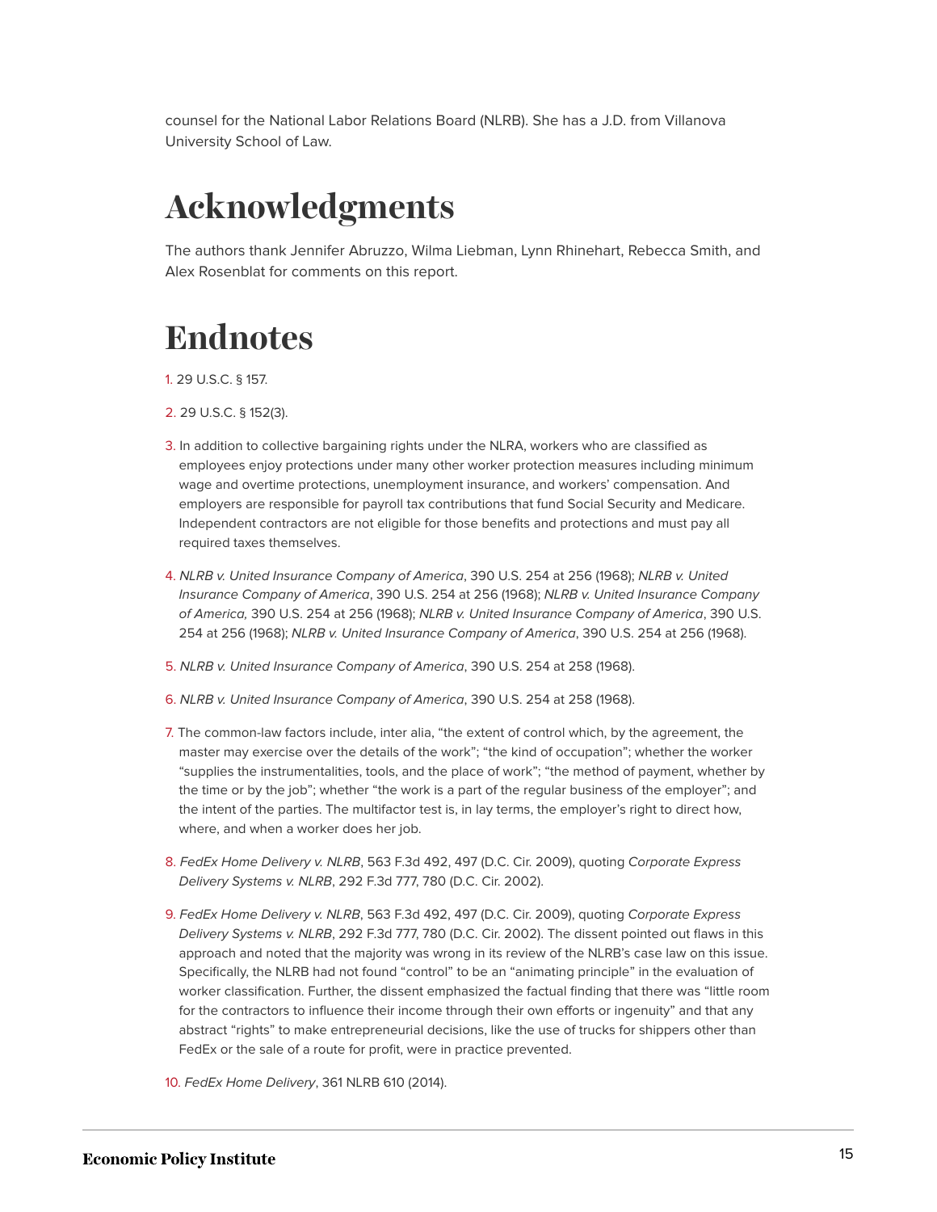counsel for the National Labor Relations Board (NLRB). She has a J.D. from Villanova University School of Law.

# Acknowledgments

The authors thank Jennifer Abruzzo, Wilma Liebman, Lynn Rhinehart, Rebecca Smith, and Alex Rosenblat for comments on this report.

# Endnotes

1. 29 U.S.C. § 157.

2. 29 U.S.C. § 152(3).

3. In addition to collective bargaining rights under the NLRA, workers who are classified as employees enjoy protections under many other worker protection measures including minimum wage and overtime protections, unemployment insurance, and workers' compensation. And employers are responsible for payroll tax contributions that fund Social Security and Medicare. Independent contractors are not eligible for those benefits and protections and must pay all required taxes themselves.

4. *NLRB v. United Insurance Company of America*, 390 U.S. 254 at 256 (1968); *NLRB v. United Insurance Company of America*, 390 U.S. 254 at 256 (1968); *NLRB v. United Insurance Company of America,* 390 U.S. 254 at 256 (1968); *NLRB v. United Insurance Company of America*, 390 U.S. 254 at 256 (1968); *NLRB v. United Insurance Company of America*, 390 U.S. 254 at 256 (1968).

5. *NLRB v. United Insurance Company of America*, 390 U.S. 254 at 258 (1968).

6. *NLRB v. United Insurance Company of America*, 390 U.S. 254 at 258 (1968).

7. The common-law factors include, inter alia, "the extent of control which, by the agreement, the master may exercise over the details of the work"; "the kind of occupation"; whether the worker "supplies the instrumentalities, tools, and the place of work"; "the method of payment, whether by the time or by the job"; whether "the work is a part of the regular business of the employer"; and the intent of the parties. The multifactor test is, in lay terms, the employer's right to direct how, where, and when a worker does her job.

8. *FedEx Home Delivery v. NLRB*, 563 F.3d 492, 497 (D.C. Cir. 2009), quoting *Corporate Express Delivery Systems v. NLRB*, 292 F.3d 777, 780 (D.C. Cir. 2002).

9. *FedEx Home Delivery v. NLRB*, 563 F.3d 492, 497 (D.C. Cir. 2009), quoting *Corporate Express Delivery Systems v. NLRB*, 292 F.3d 777, 780 (D.C. Cir. 2002). The dissent pointed out flaws in this approach and noted that the majority was wrong in its review of the NLRB's case law on this issue. Specifically, the NLRB had not found "control" to be an "animating principle" in the evaluation of worker classification. Further, the dissent emphasized the factual finding that there was "little room for the contractors to influence their income through their own efforts or ingenuity" and that any abstract "rights" to make entrepreneurial decisions, like the use of trucks for shippers other than FedEx or the sale of a route for profit, were in practice prevented.

10. *FedEx Home Delivery*, 361 NLRB 610 (2014).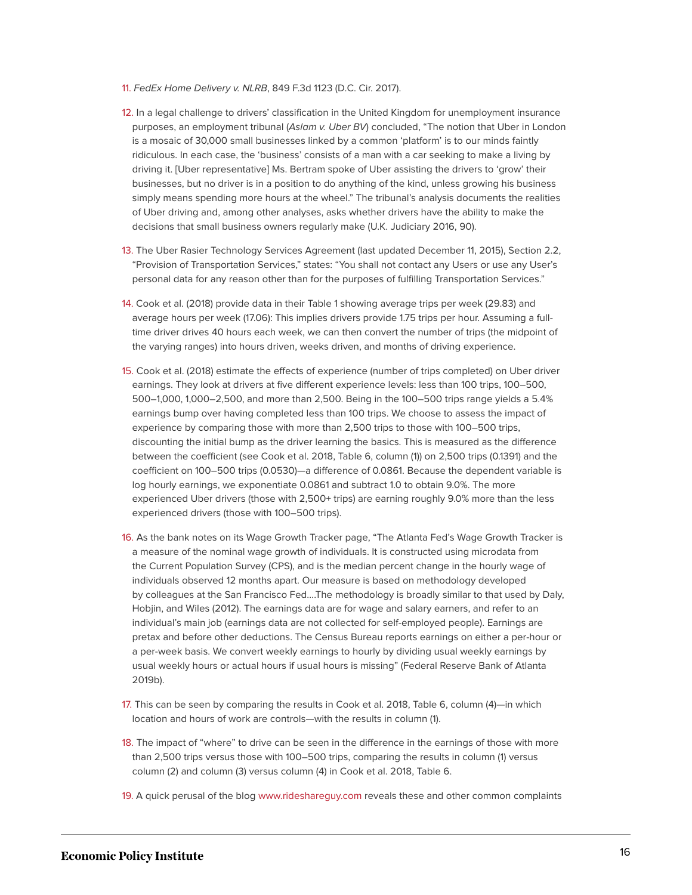11. *FedEx Home Delivery v. NLRB*, 849 F.3d 1123 (D.C. Cir. 2017).

12. In a legal challenge to drivers' classification in the United Kingdom for unemployment insurance purposes, an employment tribunal (*Aslam v. Uber BV*) concluded, "The notion that Uber in London is a mosaic of 30,000 small businesses linked by a common 'platform' is to our minds faintly ridiculous. In each case, the 'business' consists of a man with a car seeking to make a living by driving it. [Uber representative] Ms. Bertram spoke of Uber assisting the drivers to 'grow' their businesses, but no driver is in a position to do anything of the kind, unless growing his business simply means spending more hours at the wheel." The tribunal's analysis documents the realities of Uber driving and, among other analyses, asks whether drivers have the ability to make the decisions that small business owners regularly make (U.K. Judiciary 2016, 90).

13. The Uber Rasier Technology Services Agreement (last updated December 11, 2015), Section 2.2, "Provision of Transportation Services," states: "You shall not contact any Users or use any User's personal data for any reason other than for the purposes of fulfilling Transportation Services."

14. Cook et al. (2018) provide data in their Table 1 showing average trips per week (29.83) and average hours per week (17.06): This implies drivers provide 1.75 trips per hour. Assuming a full-time driver drives 40 hours each week, we can then convert the number of trips (the midpoint of the varying ranges) into hours driven, weeks driven, and months of driving experience.

15. Cook et al. (2018) estimate the effects of experience (number of trips completed) on Uber driver earnings. They look at drivers at five different experience levels: less than 100 trips, 100–500, 500–1,000, 1,000–2,500, and more than 2,500. Being in the 100–500 trips range yields a 5.4% earnings bump over having completed less than 100 trips. We choose to assess the impact of experience by comparing those with more than 2,500 trips to those with 100–500 trips, discounting the initial bump as the driver learning the basics. This is measured as the difference between the coefficient (see Cook et al. 2018, Table 6, column (1)) on 2,500 trips (0.1391) and the coefficient on 100–500 trips (0.0530)—a difference of 0.0861. Because the dependent variable is log hourly earnings, we exponentiate 0.0861 and subtract 1.0 to obtain 9.0%. The more experienced Uber drivers (those with 2,500+ trips) are earning roughly 9.0% more than the less experienced drivers (those with 100–500 trips).

16. As the bank notes on its Wage Growth Tracker page, "The Atlanta Fed's Wage Growth Tracker is a measure of the nominal wage growth of individuals. It is constructed using microdata from the Current Population Survey (CPS), and is the median percent change in the hourly wage of individuals observed 12 months apart. Our measure is based on methodology developed by colleagues at the San Francisco Fed....The methodology is broadly similar to that used by Daly, Hobjin, and Wiles (2012). The earnings data are for wage and salary earners, and refer to an individual's main job (earnings data are not collected for self-employed people). Earnings are pretax and before other deductions. The Census Bureau reports earnings on either a per-hour or a per-week basis. We convert weekly earnings to hourly by dividing usual weekly earnings by usual weekly hours or actual hours if usual hours is missing" (Federal Reserve Bank of Atlanta 2019b).

17. This can be seen by comparing the results in Cook et al. 2018, Table 6, column (4)—in which location and hours of work are controls—with the results in column (1).

18. The impact of "where" to drive can be seen in the difference in the earnings of those with more than 2,500 trips versus those with 100–500 trips, comparing the results in column (1) versus column (2) and column (3) versus column (4) in Cook et al. 2018, Table 6.

19. A quick perusal of the blog www.rideshareguy.com reveals these and other common complaints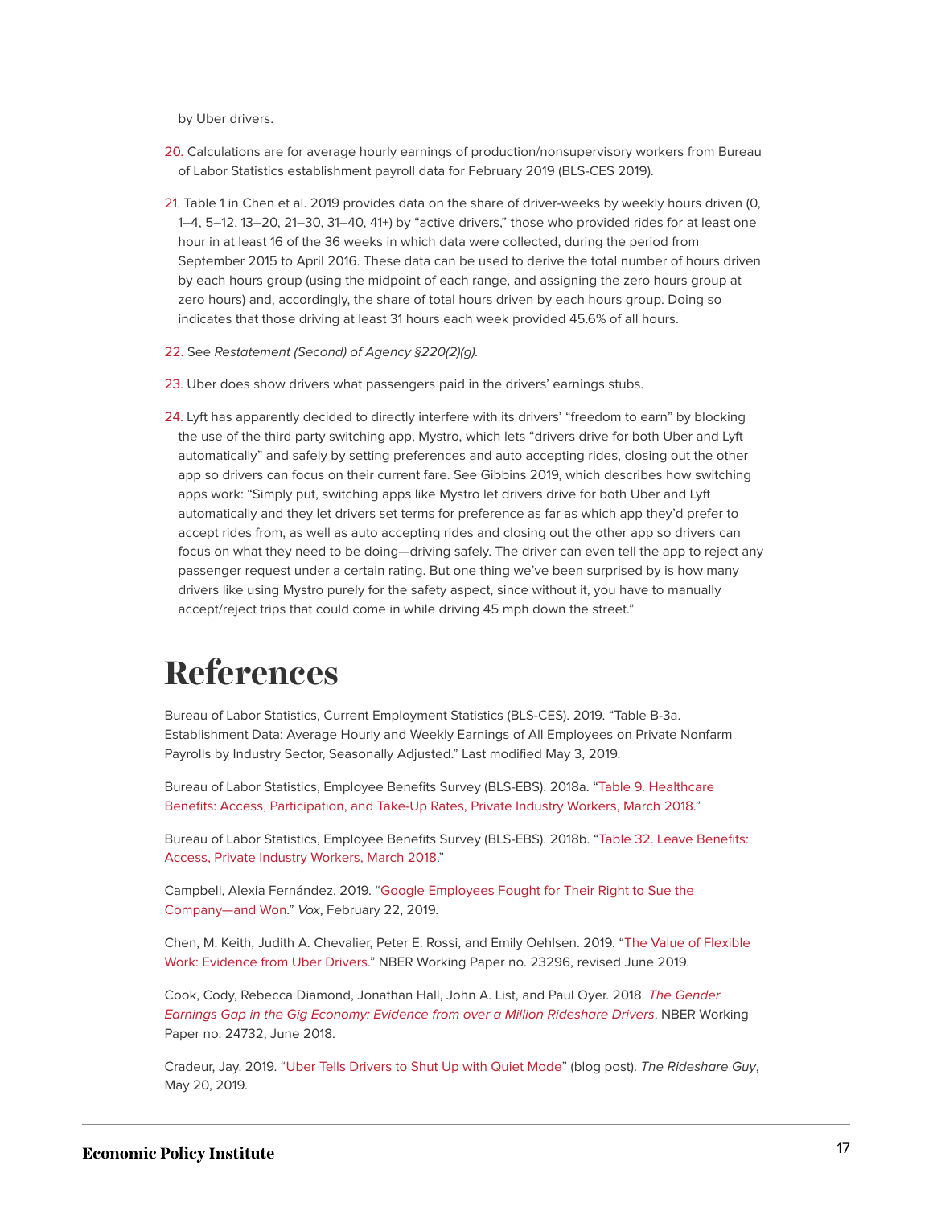by Uber drivers.

20. Calculations are for average hourly earnings of production/nonsupervisory workers from Bureau of Labor Statistics establishment payroll data for February 2019 (BLS-CES 2019).

21. Table 1 in Chen et al. 2019 provides data on the share of driver-weeks by weekly hours driven (0, 1–4, 5–12, 13–20, 21–30, 31–40, 41+) by "active drivers," those who provided rides for at least one hour in at least 16 of the 36 weeks in which data were collected, during the period from September 2015 to April 2016. These data can be used to derive the total number of hours driven by each hours group (using the midpoint of each range, and assigning the zero hours group at zero hours) and, accordingly, the share of total hours driven by each hours group. Doing so indicates that those driving at least 31 hours each week provided 45.6% of all hours.

22. See *Restatement (Second) of Agency §220(2)(g).*

23. Uber does show drivers what passengers paid in the drivers' earnings stubs.

24. Lyft has apparently decided to directly interfere with its drivers' "freedom to earn" by blocking the use of the third party switching app, Mystro, which lets "drivers drive for both Uber and Lyft automatically" and safely by setting preferences and auto accepting rides, closing out the other app so drivers can focus on their current fare. See Gibbins 2019, which describes how switching apps work: "Simply put, switching apps like Mystro let drivers drive for both Uber and Lyft automatically and they let drivers set terms for preference as far as which app they'd prefer to accept rides from, as well as auto accepting rides and closing out the other app so drivers can focus on what they need to be doing—driving safely. The driver can even tell the app to reject any passenger request under a certain rating. But one thing we've been surprised by is how many drivers like using Mystro purely for the safety aspect, since without it, you have to manually accept/reject trips that could come in while driving 45 mph down the street."

# References

Bureau of Labor Statistics, Current Employment Statistics (BLS-CES). 2019. "Table B-3a. Establishment Data: Average Hourly and Weekly Earnings of All Employees on Private Nonfarm Payrolls by Industry Sector, Seasonally Adjusted." Last modified May 3, 2019.

Bureau of Labor Statistics, Employee Benefits Survey (BLS-EBS). 2018a. "Table 9. Healthcare Benefits: Access, Participation, and Take-Up Rates, Private Industry Workers, March 2018."

Bureau of Labor Statistics, Employee Benefits Survey (BLS-EBS). 2018b. "Table 32. Leave Benefits: Access, Private Industry Workers, March 2018."

Campbell, Alexia Fernández. 2019. "Google Employees Fought for Their Right to Sue the Company—and Won." *Vox*, February 22, 2019.

Chen, M. Keith, Judith A. Chevalier, Peter E. Rossi, and Emily Oehlsen. 2019. "The Value of Flexible Work: Evidence from Uber Drivers." NBER Working Paper no. 23296, revised June 2019.

Cook, Cody, Rebecca Diamond, Jonathan Hall, John A. List, and Paul Oyer. 2018. *The Gender Earnings Gap in the Gig Economy: Evidence from over a Million Rideshare Drivers*. NBER Working Paper no. 24732, June 2018.

Cradeur, Jay. 2019. "Uber Tells Drivers to Shut Up with Quiet Mode" (blog post). *The Rideshare Guy*, May 20, 2019.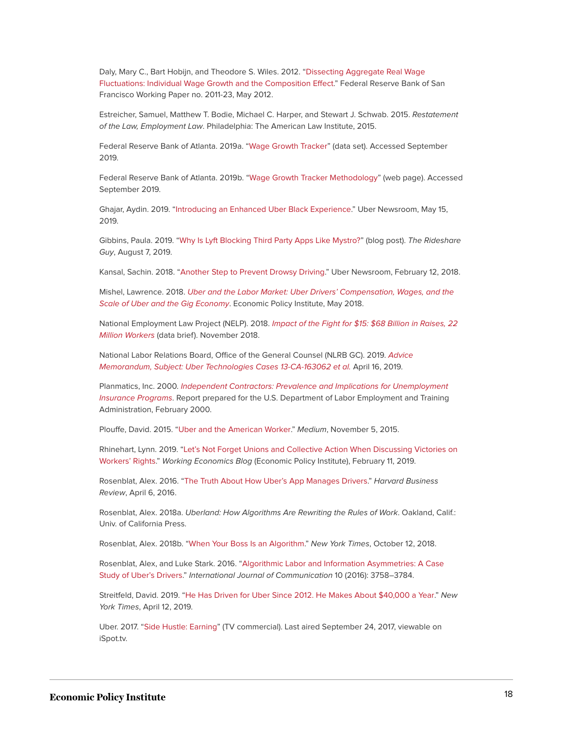Daly, Mary C., Bart Hobijn, and Theodore S. Wiles. 2012. "Dissecting Aggregate Real Wage Fluctuations: Individual Wage Growth and the Composition Effect." Federal Reserve Bank of San Francisco Working Paper no. 2011-23, May 2012.

Estreicher, Samuel, Matthew T. Bodie, Michael C. Harper, and Stewart J. Schwab. 2015. *Restatement of the Law, Employment Law*. Philadelphia: The American Law Institute, 2015.

Federal Reserve Bank of Atlanta. 2019a. "Wage Growth Tracker" (data set). Accessed September 2019.

Federal Reserve Bank of Atlanta. 2019b. "Wage Growth Tracker Methodology" (web page). Accessed September 2019.

Ghajar, Aydin. 2019. "Introducing an Enhanced Uber Black Experience." Uber Newsroom, May 15, 2019.

Gibbins, Paula. 2019. "Why Is Lyft Blocking Third Party Apps Like Mystro?" (blog post). *The Rideshare Guy*, August 7, 2019.

Kansal, Sachin. 2018. "Another Step to Prevent Drowsy Driving." Uber Newsroom, February 12, 2018.

Mishel, Lawrence. 2018. *Uber and the Labor Market: Uber Drivers' Compensation, Wages, and the Scale of Uber and the Gig Economy*. Economic Policy Institute, May 2018.

National Employment Law Project (NELP). 2018. *Impact of the Fight for $15: $68 Billion in Raises, 22 Million Workers* (data brief). November 2018.

National Labor Relations Board, Office of the General Counsel (NLRB GC). 2019. *Advice Memorandum, Subject: Uber Technologies Cases 13-CA-163062 et al.* April 16, 2019.

Planmatics, Inc. 2000. *Independent Contractors: Prevalence and Implications for Unemployment Insurance Programs*. Report prepared for the U.S. Department of Labor Employment and Training Administration, February 2000.

Plouffe, David. 2015. "Uber and the American Worker." *Medium*, November 5, 2015.

Rhinehart, Lynn. 2019. "Let's Not Forget Unions and Collective Action When Discussing Victories on Workers' Rights." *Working Economics Blog* (Economic Policy Institute), February 11, 2019.

Rosenblat, Alex. 2016. "The Truth About How Uber's App Manages Drivers." *Harvard Business Review*, April 6, 2016.

Rosenblat, Alex. 2018a. *Uberland: How Algorithms Are Rewriting the Rules of Work*. Oakland, Calif.: Univ. of California Press.

Rosenblat, Alex. 2018b. "When Your Boss Is an Algorithm." *New York Times*, October 12, 2018.

Rosenblat, Alex, and Luke Stark. 2016. "Algorithmic Labor and Information Asymmetries: A Case Study of Uber's Drivers." *International Journal of Communication* 10 (2016): 3758–3784.

Streitfeld, David. 2019. "He Has Driven for Uber Since 2012. He Makes About $40,000 a Year." *New York Times*, April 12, 2019.

Uber. 2017. "Side Hustle: Earning" (TV commercial). Last aired September 24, 2017, viewable on iSpot.tv.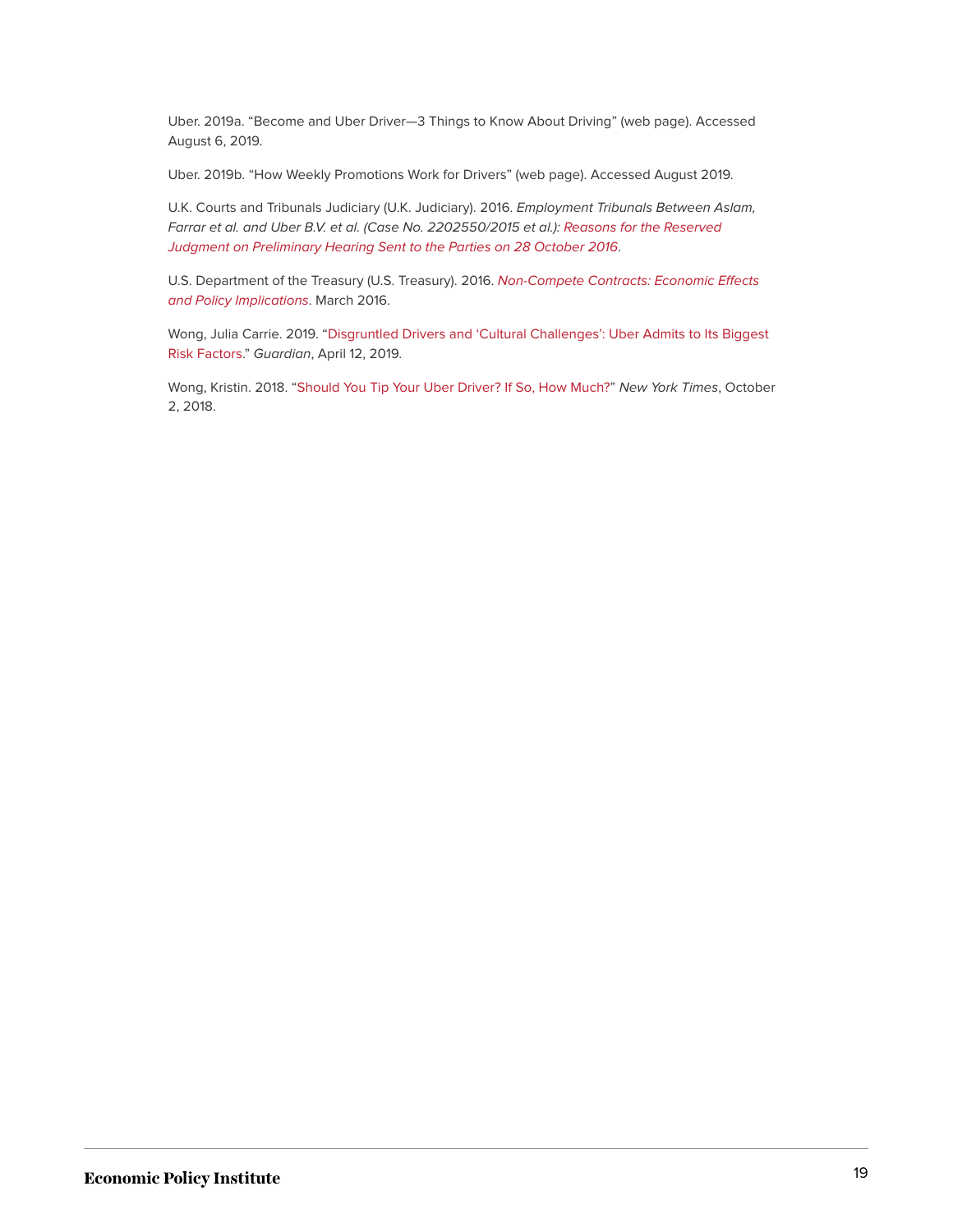Uber. 2019a. "Become and Uber Driver—3 Things to Know About Driving" (web page). Accessed August 6, 2019.

Uber. 2019b. "How Weekly Promotions Work for Drivers" (web page). Accessed August 2019.

U.K. Courts and Tribunals Judiciary (U.K. Judiciary). 2016. *Employment Tribunals Between Aslam, Farrar et al. and Uber B.V. et al. (Case No. 2202550/2015 et al.): Reasons for the Reserved Judgment on Preliminary Hearing Sent to the Parties on 28 October 2016*.

U.S. Department of the Treasury (U.S. Treasury). 2016. *Non-Compete Contracts: Economic Effects and Policy Implications*. March 2016.

Wong, Julia Carrie. 2019. "Disgruntled Drivers and 'Cultural Challenges': Uber Admits to Its Biggest Risk Factors." *Guardian*, April 12, 2019.

Wong, Kristin. 2018. "Should You Tip Your Uber Driver? If So, How Much?" *New York Times*, October 2, 2018.